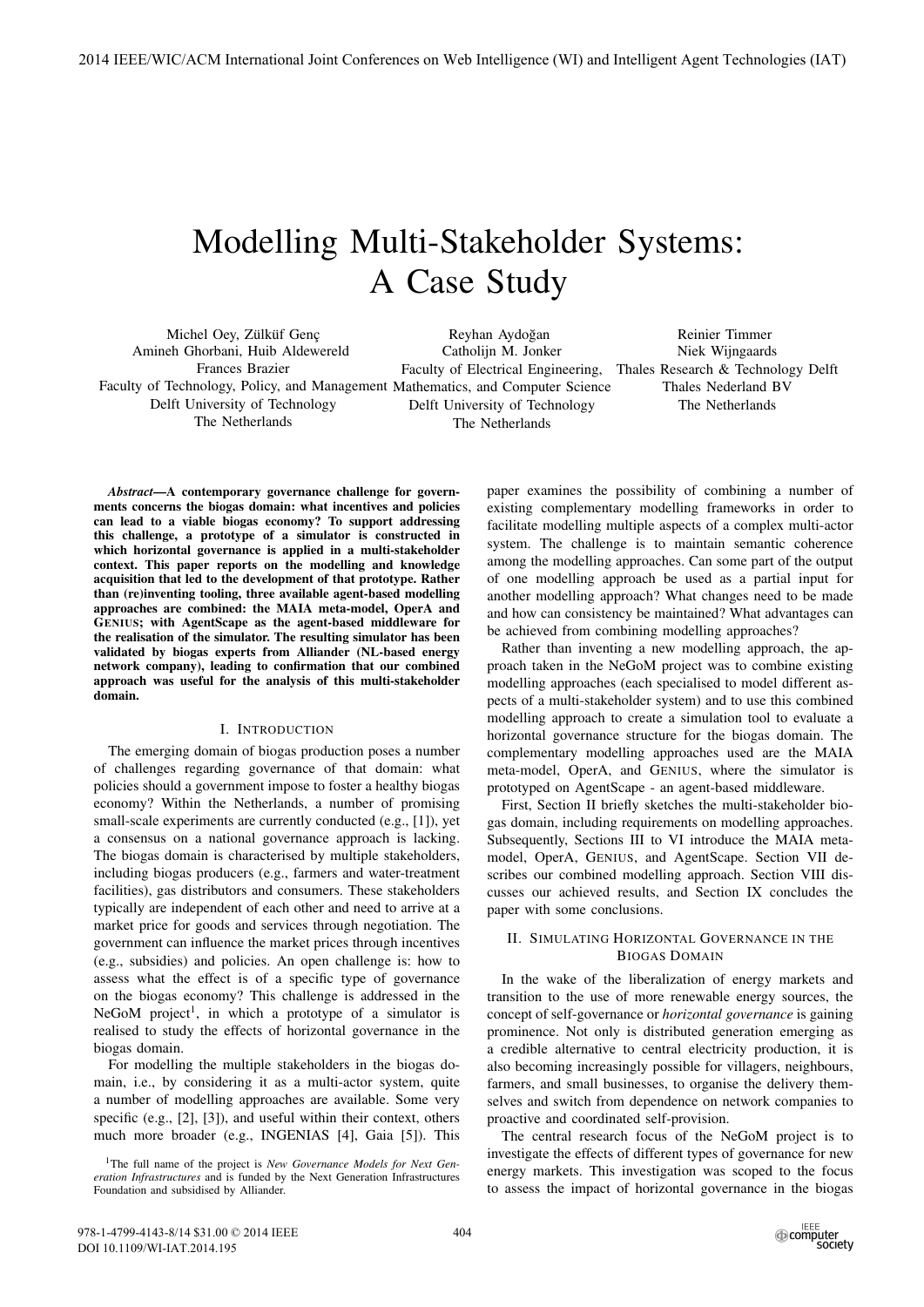# Modelling Multi-Stakeholder Systems: A Case Study

Michel Oey, Zülküf Genç
Amineh Ghorbani, Huib Aldewereld
Frances Brazier
Faculty of Technology, Policy, and Management
Delft University of Technology
The Netherlands

Reyhan Aydoğan
Catholijn M. Jonker
Faculty of Electrical Engineering, Mathematics, and Computer Science
Delft University of Technology
The Netherlands

Reinier Timmer
Niek Wijngaards
Thales Research & Technology Delft
Thales Nederland BV
The Netherlands

***Abstract*—A contemporary governance challenge for governments concerns the biogas domain: what incentives and policies can lead to a viable biogas economy? To support addressing this challenge, a prototype of a simulator is constructed in which horizontal governance is applied in a multi-stakeholder context. This paper reports on the modelling and knowledge acquisition that led to the development of that prototype. Rather than (re)inventing tooling, three available agent-based modelling approaches are combined: the MAIA meta-model, OperA and GENIUS; with AgentScape as the agent-based middleware for the realisation of the simulator. The resulting simulator has been validated by biogas experts from Alliander (NL-based energy network company), leading to confirmation that our combined approach was useful for the analysis of this multi-stakeholder domain.**

## I. Introduction

The emerging domain of biogas production poses a number of challenges regarding governance of that domain: what policies should a government impose to foster a healthy biogas economy? Within the Netherlands, a number of promising small-scale experiments are currently conducted (e.g., [1]), yet a consensus on a national governance approach is lacking. The biogas domain is characterised by multiple stakeholders, including biogas producers (e.g., farmers and water-treatment facilities), gas distributors and consumers. These stakeholders typically are independent of each other and need to arrive at a market price for goods and services through negotiation. The government can influence the market prices through incentives (e.g., subsidies) and policies. An open challenge is: how to assess what the effect is of a specific type of governance on the biogas economy? This challenge is addressed in the NeGoM project[1], in which a prototype of a simulator is realised to study the effects of horizontal governance in the biogas domain.

For modelling the multiple stakeholders in the biogas domain, i.e., by considering it as a multi-actor system, quite a number of modelling approaches are available. Some very specific (e.g., [2], [3]), and useful within their context, others much more broader (e.g., INGENIAS [4], Gaia [5]). This paper examines the possibility of combining a number of existing complementary modelling frameworks in order to facilitate modelling multiple aspects of a complex multi-actor system. The challenge is to maintain semantic coherence among the modelling approaches. Can some part of the output of one modelling approach be used as a partial input for another modelling approach? What changes need to be made and how can consistency be maintained? What advantages can be achieved from combining modelling approaches?

Rather than inventing a new modelling approach, the approach taken in the NeGoM project was to combine existing modelling approaches (each specialised to model different aspects of a multi-stakeholder system) and to use this combined modelling approach to create a simulation tool to evaluate a horizontal governance structure for the biogas domain. The complementary modelling approaches used are the MAIA meta-model, OperA, and GENIUS, where the simulator is prototyped on AgentScape - an agent-based middleware.

First, Section II briefly sketches the multi-stakeholder biogas domain, including requirements on modelling approaches. Subsequently, Sections III to VI introduce the MAIA meta-model, OperA, GENIUS, and AgentScape. Section VII describes our combined modelling approach. Section VIII discusses our achieved results, and Section IX concludes the paper with some conclusions.

## II. Simulating Horizontal Governance in the Biogas Domain

In the wake of the liberalization of energy markets and transition to the use of more renewable energy sources, the concept of self-governance or *horizontal governance* is gaining prominence. Not only is distributed generation emerging as a credible alternative to central electricity production, it is also becoming increasingly possible for villagers, neighbours, farmers, and small businesses, to organise the delivery themselves and switch from dependence on network companies to proactive and coordinated self-provision.

The central research focus of the NeGoM project is to investigate the effects of different types of governance for new energy markets. This investigation was scoped to the focus to assess the impact of horizontal governance in the biogas

[1] The full name of the project is *New Governance Models for Next Generation Infrastructures* and is funded by the Next Generation Infrastructures Foundation and subsidised by Alliander.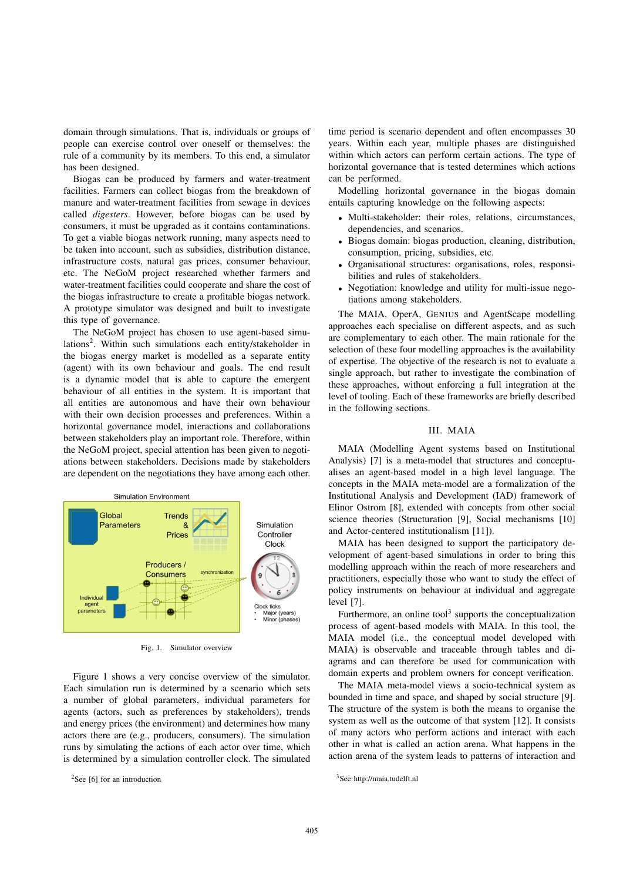domain through simulations. That is, individuals or groups of people can exercise control over oneself or themselves: the rule of a community by its members. To this end, a simulator has been designed.

Biogas can be produced by farmers and water-treatment facilities. Farmers can collect biogas from the breakdown of manure and water-treatment facilities from sewage in devices called *digesters*. However, before biogas can be used by consumers, it must be upgraded as it contains contaminations. To get a viable biogas network running, many aspects need to be taken into account, such as subsidies, distribution distance, infrastructure costs, natural gas prices, consumer behaviour, etc. The NeGoM project researched whether farmers and water-treatment facilities could cooperate and share the cost of the biogas infrastructure to create a profitable biogas network. A prototype simulator was designed and built to investigate this type of governance.

The NeGoM project has chosen to use agent-based simulations[2]. Within such simulations each entity/stakeholder in the biogas energy market is modelled as a separate entity (agent) with its own behaviour and goals. The end result is a dynamic model that is able to capture the emergent behaviour of all entities in the system. It is important that all entities are autonomous and have their own behaviour with their own decision processes and preferences. Within a horizontal governance model, interactions and collaborations between stakeholders play an important role. Therefore, within the NeGoM project, special attention has been given to negotiations between stakeholders. Decisions made by stakeholders are dependent on the negotiations they have among each other.

Fig. 1. Simulator overview

Figure 1 shows a very concise overview of the simulator. Each simulation run is determined by a scenario which sets a number of global parameters, individual parameters for agents (actors, such as preferences by stakeholders), trends and energy prices (the environment) and determines how many actors there are (e.g., producers, consumers). The simulation runs by simulating the actions of each actor over time, which is determined by a simulation controller clock. The simulated time period is scenario dependent and often encompasses 30 years. Within each year, multiple phases are distinguished within which actors can perform certain actions. The type of horizontal governance that is tested determines which actions can be performed.

Modelling horizontal governance in the biogas domain entails capturing knowledge on the following aspects:

- Multi-stakeholder: their roles, relations, circumstances, dependencies, and scenarios.
- Biogas domain: biogas production, cleaning, distribution, consumption, pricing, subsidies, etc.
- Organisational structures: organisations, roles, responsibilities and rules of stakeholders.
- Negotiation: knowledge and utility for multi-issue negotiations among stakeholders.

The MAIA, OperA, GENIUS and AgentScape modelling approaches each specialise on different aspects, and as such are complementary to each other. The main rationale for the selection of these four modelling approaches is the availability of expertise. The objective of the research is not to evaluate a single approach, but rather to investigate the combination of these approaches, without enforcing a full integration at the level of tooling. Each of these frameworks are briefly described in the following sections.

## III. MAIA

MAIA (Modelling Agent systems based on Institutional Analysis) [7] is a meta-model that structures and conceptualises an agent-based model in a high level language. The concepts in the MAIA meta-model are a formalization of the Institutional Analysis and Development (IAD) framework of Elinor Ostrom [8], extended with concepts from other social science theories (Structuration [9], Social mechanisms [10] and Actor-centered institutionalism [11]).

MAIA has been designed to support the participatory development of agent-based simulations in order to bring this modelling approach within the reach of more researchers and practitioners, especially those who want to study the effect of policy instruments on behaviour at individual and aggregate level [7].

Furthermore, an online tool[3] supports the conceptualization process of agent-based models with MAIA. In this tool, the MAIA model (i.e., the conceptual model developed with MAIA) is observable and traceable through tables and diagrams and can therefore be used for communication with domain experts and problem owners for concept verification.

The MAIA meta-model views a socio-technical system as bounded in time and space, and shaped by social structure [9]. The structure of the system is both the means to organise the system as well as the outcome of that system [12]. It consists of many actors who perform actions and interact with each other in what is called an action arena. What happens in the action arena of the system leads to patterns of interaction and

[2]See [6] for an introduction

[3]See http://maia.tudelft.nl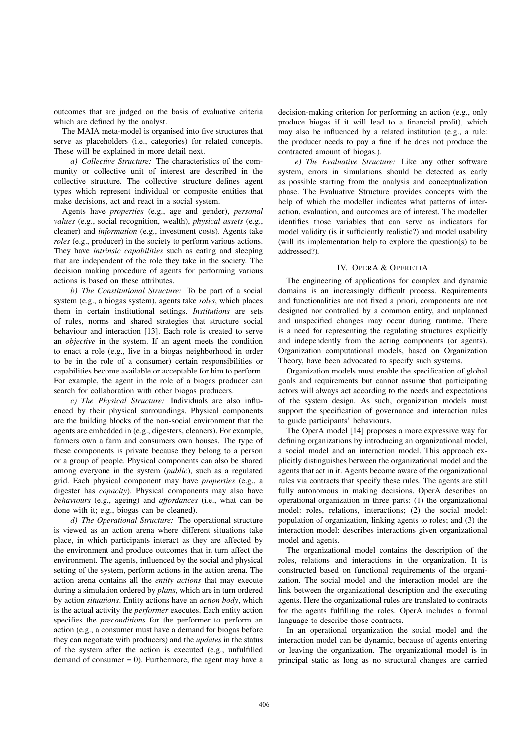outcomes that are judged on the basis of evaluative criteria which are defined by the analyst.

The MAIA meta-model is organised into five structures that serve as placeholders (i.e., categories) for related concepts. These will be explained in more detail next.

*a) Collective Structure:* The characteristics of the community or collective unit of interest are described in the collective structure. The collective structure defines agent types which represent individual or composite entities that make decisions, act and react in a social system.

Agents have *properties* (e.g., age and gender), *personal values* (e.g., social recognition, wealth), *physical assets* (e.g., cleaner) and *information* (e.g., investment costs). Agents take *roles* (e.g., producer) in the society to perform various actions. They have *intrinsic capabilities* such as eating and sleeping that are independent of the role they take in the society. The decision making procedure of agents for performing various actions is based on these attributes.

*b) The Constitutional Structure:* To be part of a social system (e.g., a biogas system), agents take *roles*, which places them in certain institutional settings. *Institutions* are sets of rules, norms and shared strategies that structure social behaviour and interaction [13]. Each role is created to serve an *objective* in the system. If an agent meets the condition to enact a role (e.g., live in a biogas neighborhood in order to be in the role of a consumer) certain responsibilities or capabilities become available or acceptable for him to perform. For example, the agent in the role of a biogas producer can search for collaboration with other biogas producers.

*c) The Physical Structure:* Individuals are also influenced by their physical surroundings. Physical components are the building blocks of the non-social environment that the agents are embedded in (e.g., digesters, cleaners). For example, farmers own a farm and consumers own houses. The type of these components is private because they belong to a person or a group of people. Physical components can also be shared among everyone in the system (*public*), such as a regulated grid. Each physical component may have *properties* (e.g., a digester has *capacity*). Physical components may also have *behaviours* (e.g., ageing) and *affordances* (i.e., what can be done with it; e.g., biogas can be cleaned).

*d) The Operational Structure:* The operational structure is viewed as an action arena where different situations take place, in which participants interact as they are affected by the environment and produce outcomes that in turn affect the environment. The agents, influenced by the social and physical setting of the system, perform actions in the action arena. The action arena contains all the *entity actions* that may execute during a simulation ordered by *plans*, which are in turn ordered by action *situations*. Entity actions have an *action body*, which is the actual activity the *performer* executes. Each entity action specifies the *preconditions* for the performer to perform an action (e.g., a consumer must have a demand for biogas before they can negotiate with producers) and the *updates* in the status of the system after the action is executed (e.g., unfulfilled demand of consumer = 0). Furthermore, the agent may have a decision-making criterion for performing an action (e.g., only produce biogas if it will lead to a financial profit), which may also be influenced by a related institution (e.g., a rule: the producer needs to pay a fine if he does not produce the contracted amount of biogas.).

*e) The Evaluative Structure:* Like any other software system, errors in simulations should be detected as early as possible starting from the analysis and conceptualization phase. The Evaluative Structure provides concepts with the help of which the modeller indicates what patterns of interaction, evaluation, and outcomes are of interest. The modeller identifies those variables that can serve as indicators for model validity (is it sufficiently realistic?) and model usability (will its implementation help to explore the question(s) to be addressed?).

## IV. OperA & Operetta

The engineering of applications for complex and dynamic domains is an increasingly difficult process. Requirements and functionalities are not fixed a priori, components are not designed nor controlled by a common entity, and unplanned and unspecified changes may occur during runtime. There is a need for representing the regulating structures explicitly and independently from the acting components (or agents). Organization computational models, based on Organization Theory, have been advocated to specify such systems.

Organization models must enable the specification of global goals and requirements but cannot assume that participating actors will always act according to the needs and expectations of the system design. As such, organization models must support the specification of governance and interaction rules to guide participants' behaviours.

The OperA model [14] proposes a more expressive way for defining organizations by introducing an organizational model, a social model and an interaction model. This approach explicitly distinguishes between the organizational model and the agents that act in it. Agents become aware of the organizational rules via contracts that specify these rules. The agents are still fully autonomous in making decisions. OperA describes an operational organization in three parts: (1) the organizational model: roles, relations, interactions; (2) the social model: population of organization, linking agents to roles; and (3) the interaction model: describes interactions given organizational model and agents.

The organizational model contains the description of the roles, relations and interactions in the organization. It is constructed based on functional requirements of the organization. The social model and the interaction model are the link between the organizational description and the executing agents. Here the organizational rules are translated to contracts for the agents fulfilling the roles. OperA includes a formal language to describe those contracts.

In an operational organization the social model and the interaction model can be dynamic, because of agents entering or leaving the organization. The organizational model is in principal static as long as no structural changes are carried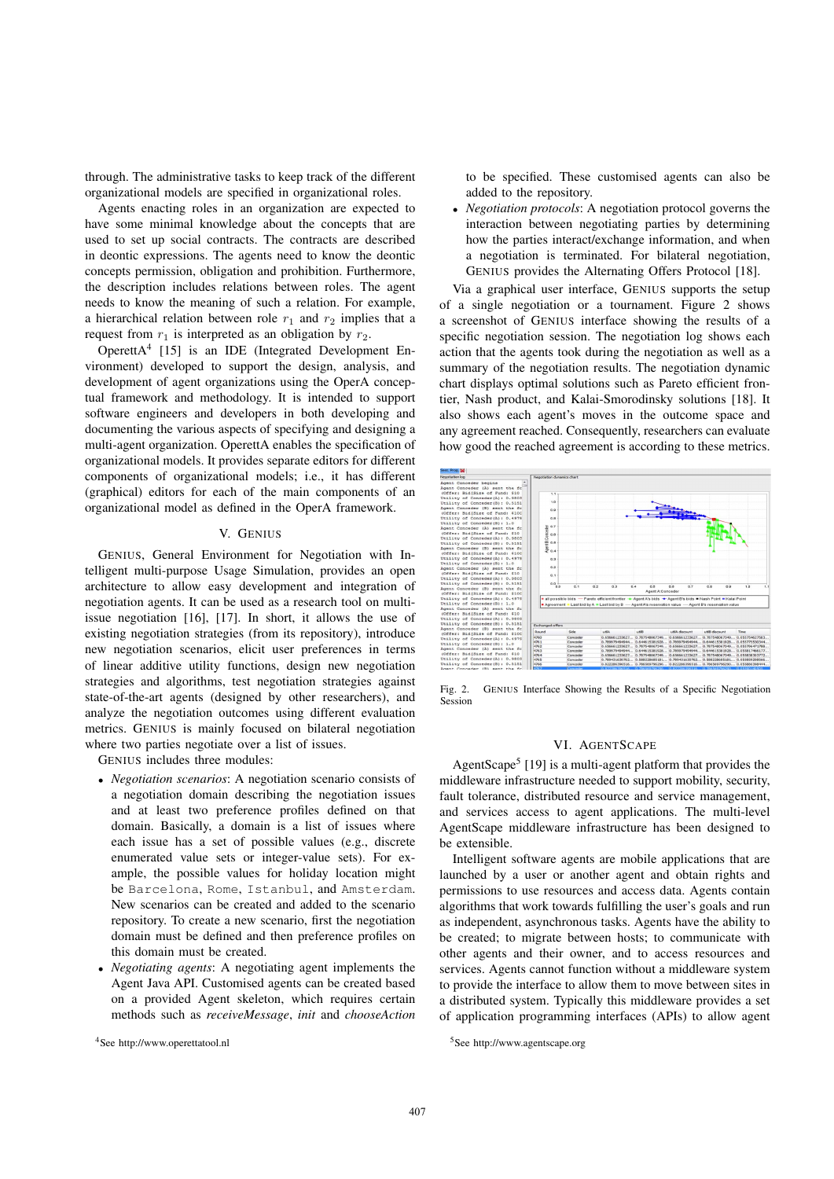through. The administrative tasks to keep track of the different organizational models are specified in organizational roles.

Agents enacting roles in an organization are expected to have some minimal knowledge about the concepts that are used to set up social contracts. The contracts are described in deontic expressions. The agents need to know the deontic concepts permission, obligation and prohibition. Furthermore, the description includes relations between roles. The agent needs to know the meaning of such a relation. For example, a hierarchical relation between role $r_1$ and $r_2$ implies that a request from $r_1$ is interpreted as an obligation by $r_2$.

OperettA[4] [15] is an IDE (Integrated Development Environment) developed to support the design, analysis, and development of agent organizations using the OperA conceptual framework and methodology. It is intended to support software engineers and developers in both developing and documenting the various aspects of specifying and designing a multi-agent organization. OperettA enables the specification of organizational models. It provides separate editors for different components of organizational models; i.e., it has different (graphical) editors for each of the main components of an organizational model as defined in the OperA framework.

## V. GENIUS

GENIUS, General Environment for Negotiation with Intelligent multi-purpose Usage Simulation, provides an open architecture to allow easy development and integration of negotiation agents. It can be used as a research tool on multi-issue negotiation [16], [17]. In short, it allows the use of existing negotiation strategies (from its repository), introduce new negotiation scenarios, elicit user preferences in terms of linear additive utility functions, design new negotiation strategies and algorithms, test negotiation strategies against state-of-the-art agents (designed by other researchers), and analyze the negotiation outcomes using different evaluation metrics. GENIUS is mainly focused on bilateral negotiation where two parties negotiate over a list of issues.

GENIUS includes three modules:

- *Negotiation scenarios*: A negotiation scenario consists of a negotiation domain describing the negotiation issues and at least two preference profiles defined on that domain. Basically, a domain is a list of issues where each issue has a set of possible values (e.g., discrete enumerated value sets or integer-value sets). For example, the possible values for holiday location might be `Barcelona`, `Rome`, `Istanbul`, and `Amsterdam`. New scenarios can be created and added to the scenario repository. To create a new scenario, first the negotiation domain must be defined and then preference profiles on this domain must be created.
- *Negotiating agents*: A negotiating agent implements the Agent Java API. Customised agents can be created based on a provided Agent skeleton, which requires certain methods such as *receiveMessage*, *init* and *chooseAction* to be specified. These customised agents can also be added to the repository.
- *Negotiation protocols*: A negotiation protocol governs the interaction between negotiating parties by determining how the parties interact/exchange information, and when a negotiation is terminated. For bilateral negotiation, GENIUS provides the Alternating Offers Protocol [18].

Via a graphical user interface, GENIUS supports the setup of a single negotiation or a tournament. Figure 2 shows a screenshot of GENIUS interface showing the results of a specific negotiation session. The negotiation log shows each action that the agents took during the negotiation as well as a summary of the negotiation results. The negotiation dynamic chart displays optimal solutions such as Pareto efficient frontier, Nash product, and Kalai-Smorodinsky solutions [18]. It also shows each agent's moves in the outcome space and any agreement reached. Consequently, researchers can evaluate how good the reached agreement is according to these metrics.

Fig. 2. GENIUS Interface Showing the Results of a Specific Negotiation Session

## VI. AGENTSCAPE

AgentScape[5] [19] is a multi-agent platform that provides the middleware infrastructure needed to support mobility, security, fault tolerance, distributed resource and service management, and services access to agent applications. The multi-level AgentScape middleware infrastructure has been designed to be extensible.

Intelligent software agents are mobile applications that are launched by a user or another agent and obtain rights and permissions to use resources and access data. Agents contain algorithms that work towards fulfilling the user's goals and run as independent, asynchronous tasks. Agents have the ability to be created; to migrate between hosts; to communicate with other agents and their owner, and to access resources and services. Agents cannot function without a middleware system to provide the interface to allow them to move between sites in a distributed system. Typically this middleware provides a set of application programming interfaces (APIs) to allow agent

[4] See http://www.operettatool.nl

[5] See http://www.agentscape.org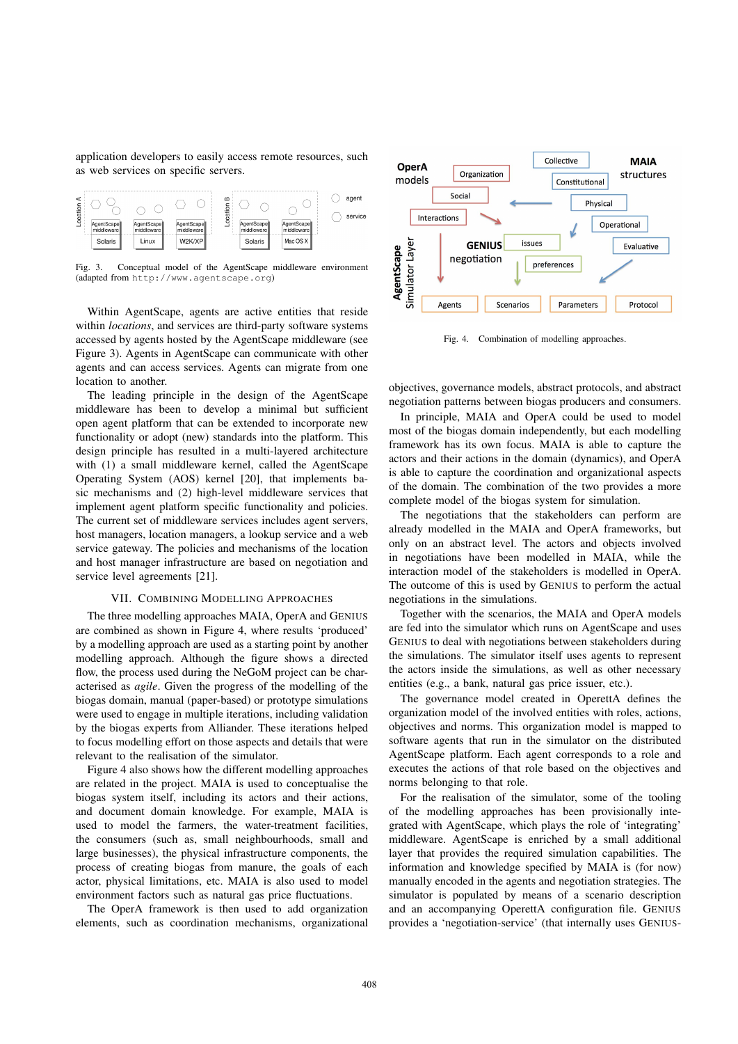application developers to easily access remote resources, such as web services on specific servers.

Fig. 3. Conceptual model of the AgentScape middleware environment (adapted from `http://www.agentscape.org`)

Within AgentScape, agents are active entities that reside within *locations*, and services are third-party software systems accessed by agents hosted by the AgentScape middleware (see Figure 3). Agents in AgentScape can communicate with other agents and can access services. Agents can migrate from one location to another.

The leading principle in the design of the AgentScape middleware has been to develop a minimal but sufficient open agent platform that can be extended to incorporate new functionality or adopt (new) standards into the platform. This design principle has resulted in a multi-layered architecture with (1) a small middleware kernel, called the AgentScape Operating System (AOS) kernel [20], that implements basic mechanisms and (2) high-level middleware services that implement agent platform specific functionality and policies. The current set of middleware services includes agent servers, host managers, location managers, a lookup service and a web service gateway. The policies and mechanisms of the location and host manager infrastructure are based on negotiation and service level agreements [21].

## VII. Combining Modelling Approaches

The three modelling approaches MAIA, OperA and GENIUS are combined as shown in Figure 4, where results 'produced' by a modelling approach are used as a starting point by another modelling approach. Although the figure shows a directed flow, the process used during the NeGoM project can be characterised as *agile*. Given the progress of the modelling of the biogas domain, manual (paper-based) or prototype simulations were used to engage in multiple iterations, including validation by the biogas experts from Alliander. These iterations helped to focus modelling effort on those aspects and details that were relevant to the realisation of the simulator.

Figure 4 also shows how the different modelling approaches are related in the project. MAIA is used to conceptualise the biogas system itself, including its actors and their actions, and document domain knowledge. For example, MAIA is used to model the farmers, the water-treatment facilities, the consumers (such as, small neighbourhoods, small and large businesses), the physical infrastructure components, the process of creating biogas from manure, the goals of each actor, physical limitations, etc. MAIA is also used to model environment factors such as natural gas price fluctuations.

The OperA framework is then used to add organization elements, such as coordination mechanisms, organizational objectives, governance models, abstract protocols, and abstract negotiation patterns between biogas producers and consumers.

Fig. 4. Combination of modelling approaches.

In principle, MAIA and OperA could be used to model most of the biogas domain independently, but each modelling framework has its own focus. MAIA is able to capture the actors and their actions in the domain (dynamics), and OperA is able to capture the coordination and organizational aspects of the domain. The combination of the two provides a more complete model of the biogas system for simulation.

The negotiations that the stakeholders can perform are already modelled in the MAIA and OperA frameworks, but only on an abstract level. The actors and objects involved in negotiations have been modelled in MAIA, while the interaction model of the stakeholders is modelled in OperA. The outcome of this is used by GENIUS to perform the actual negotiations in the simulations.

Together with the scenarios, the MAIA and OperA models are fed into the simulator which runs on AgentScape and uses GENIUS to deal with negotiations between stakeholders during the simulations. The simulator itself uses agents to represent the actors inside the simulations, as well as other necessary entities (e.g., a bank, natural gas price issuer, etc.).

The governance model created in OperettA defines the organization model of the involved entities with roles, actions, objectives and norms. This organization model is mapped to software agents that run in the simulator on the distributed AgentScape platform. Each agent corresponds to a role and executes the actions of that role based on the objectives and norms belonging to that role.

For the realisation of the simulator, some of the tooling of the modelling approaches has been provisionally integrated with AgentScape, which plays the role of 'integrating' middleware. AgentScape is enriched by a small additional layer that provides the required simulation capabilities. The information and knowledge specified by MAIA is (for now) manually encoded in the agents and negotiation strategies. The simulator is populated by means of a scenario description and an accompanying OperettA configuration file. GENIUS provides a 'negotiation-service' (that internally uses GENIUS-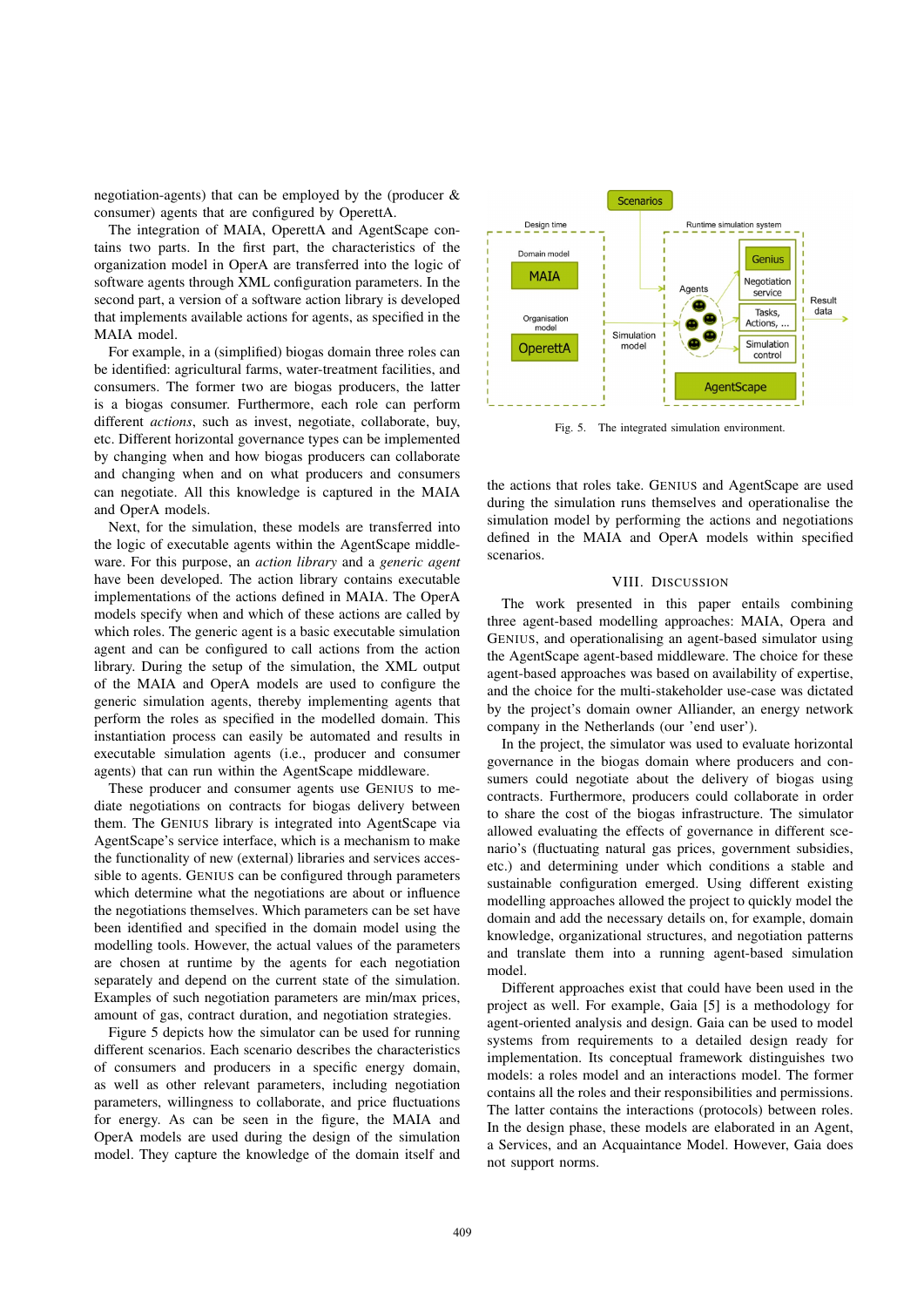negotiation-agents) that can be employed by the (producer & consumer) agents that are configured by OperettA.

The integration of MAIA, OperettA and AgentScape contains two parts. In the first part, the characteristics of the organization model in OperA are transferred into the logic of software agents through XML configuration parameters. In the second part, a version of a software action library is developed that implements available actions for agents, as specified in the MAIA model.

For example, in a (simplified) biogas domain three roles can be identified: agricultural farms, water-treatment facilities, and consumers. The former two are biogas producers, the latter is a biogas consumer. Furthermore, each role can perform different *actions*, such as invest, negotiate, collaborate, buy, etc. Different horizontal governance types can be implemented by changing when and how biogas producers can collaborate and changing when and on what producers and consumers can negotiate. All this knowledge is captured in the MAIA and OperA models.

Next, for the simulation, these models are transferred into the logic of executable agents within the AgentScape middleware. For this purpose, an *action library* and a *generic agent* have been developed. The action library contains executable implementations of the actions defined in MAIA. The OperA models specify when and which of these actions are called by which roles. The generic agent is a basic executable simulation agent and can be configured to call actions from the action library. During the setup of the simulation, the XML output of the MAIA and OperA models are used to configure the generic simulation agents, thereby implementing agents that perform the roles as specified in the modelled domain. This instantiation process can easily be automated and results in executable simulation agents (i.e., producer and consumer agents) that can run within the AgentScape middleware.

These producer and consumer agents use GENIUS to mediate negotiations on contracts for biogas delivery between them. The GENIUS library is integrated into AgentScape via AgentScape's service interface, which is a mechanism to make the functionality of new (external) libraries and services accessible to agents. GENIUS can be configured through parameters which determine what the negotiations are about or influence the negotiations themselves. Which parameters can be set have been identified and specified in the domain model using the modelling tools. However, the actual values of the parameters are chosen at runtime by the agents for each negotiation separately and depend on the current state of the simulation. Examples of such negotiation parameters are min/max prices, amount of gas, contract duration, and negotiation strategies.

Figure 5 depicts how the simulator can be used for running different scenarios. Each scenario describes the characteristics of consumers and producers in a specific energy domain, as well as other relevant parameters, including negotiation parameters, willingness to collaborate, and price fluctuations for energy. As can be seen in the figure, the MAIA and OperA models are used during the design of the simulation model. They capture the knowledge of the domain itself and the actions that roles take. GENIUS and AgentScape are used during the simulation runs themselves and operationalise the simulation model by performing the actions and negotiations defined in the MAIA and OperA models within specified scenarios.

Fig. 5. The integrated simulation environment.

## VIII. DISCUSSION

The work presented in this paper entails combining three agent-based modelling approaches: MAIA, Opera and GENIUS, and operationalising an agent-based simulator using the AgentScape agent-based middleware. The choice for these agent-based approaches was based on availability of expertise, and the choice for the multi-stakeholder use-case was dictated by the project's domain owner Alliander, an energy network company in the Netherlands (our 'end user').

In the project, the simulator was used to evaluate horizontal governance in the biogas domain where producers and consumers could negotiate about the delivery of biogas using contracts. Furthermore, producers could collaborate in order to share the cost of the biogas infrastructure. The simulator allowed evaluating the effects of governance in different scenario's (fluctuating natural gas prices, government subsidies, etc.) and determining under which conditions a stable and sustainable configuration emerged. Using different existing modelling approaches allowed the project to quickly model the domain and add the necessary details on, for example, domain knowledge, organizational structures, and negotiation patterns and translate them into a running agent-based simulation model.

Different approaches exist that could have been used in the project as well. For example, Gaia [5] is a methodology for agent-oriented analysis and design. Gaia can be used to model systems from requirements to a detailed design ready for implementation. Its conceptual framework distinguishes two models: a roles model and an interactions model. The former contains all the roles and their responsibilities and permissions. The latter contains the interactions (protocols) between roles. In the design phase, these models are elaborated in an Agent, a Services, and an Acquaintance Model. However, Gaia does not support norms.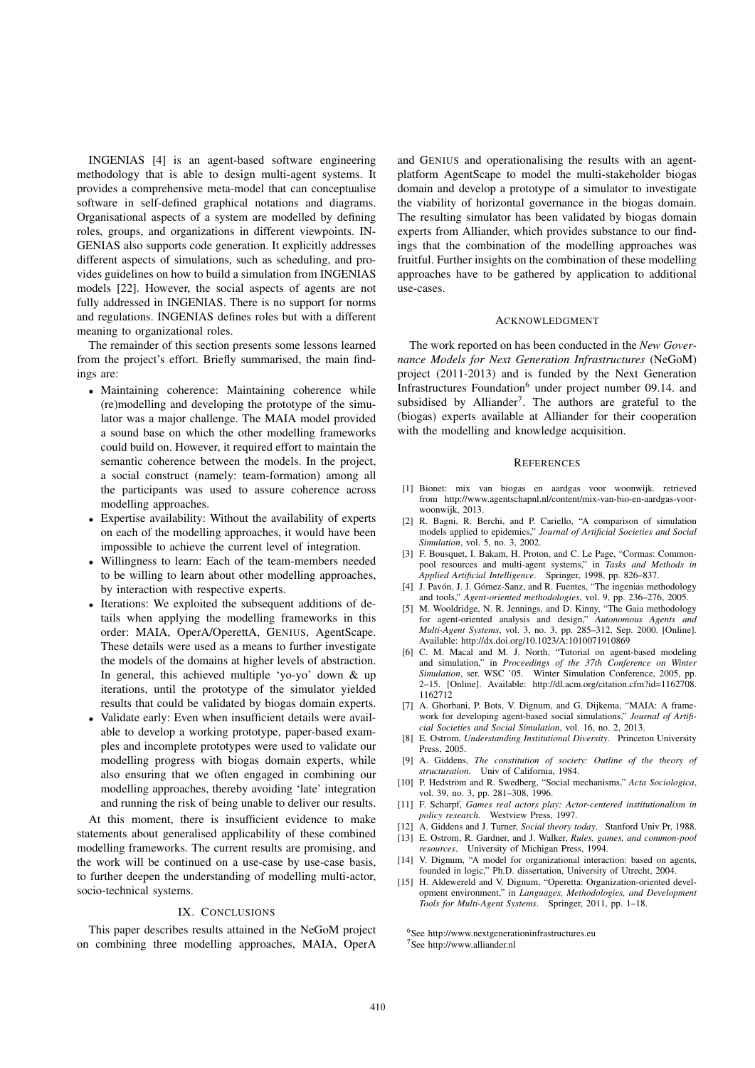INGENIAS [4] is an agent-based software engineering methodology that is able to design multi-agent systems. It provides a comprehensive meta-model that can conceptualise software in self-defined graphical notations and diagrams. Organisational aspects of a system are modelled by defining roles, groups, and organizations in different viewpoints. INGENIAS also supports code generation. It explicitly addresses different aspects of simulations, such as scheduling, and provides guidelines on how to build a simulation from INGENIAS models [22]. However, the social aspects of agents are not fully addressed in INGENIAS. There is no support for norms and regulations. INGENIAS defines roles but with a different meaning to organizational roles.

The remainder of this section presents some lessons learned from the project's effort. Briefly summarised, the main findings are:

- Maintaining coherence: Maintaining coherence while (re)modelling and developing the prototype of the simulator was a major challenge. The MAIA model provided a sound base on which the other modelling frameworks could build on. However, it required effort to maintain the semantic coherence between the models. In the project, a social construct (namely: team-formation) among all the participants was used to assure coherence across modelling approaches.
- Expertise availability: Without the availability of experts on each of the modelling approaches, it would have been impossible to achieve the current level of integration.
- Willingness to learn: Each of the team-members needed to be willing to learn about other modelling approaches, by interaction with respective experts.
- Iterations: We exploited the subsequent additions of details when applying the modelling frameworks in this order: MAIA, OperA/OperettA, GENIUS, AgentScape. These details were used as a means to further investigate the models of the domains at higher levels of abstraction. In general, this achieved multiple 'yo-yo' down & up iterations, until the prototype of the simulator yielded results that could be validated by biogas domain experts.
- Validate early: Even when insufficient details were available to develop a working prototype, paper-based examples and incomplete prototypes were used to validate our modelling progress with biogas domain experts, while also ensuring that we often engaged in combining our modelling approaches, thereby avoiding 'late' integration and running the risk of being unable to deliver our results.

At this moment, there is insufficient evidence to make statements about generalised applicability of these combined modelling frameworks. The current results are promising, and the work will be continued on a use-case by use-case basis, to further deepen the understanding of modelling multi-actor, socio-technical systems.

## IX. Conclusions

This paper describes results attained in the NeGoM project on combining three modelling approaches, MAIA, OperA and GENIUS and operationalising the results with an agent-platform AgentScape to model the multi-stakeholder biogas domain and develop a prototype of a simulator to investigate the viability of horizontal governance in the biogas domain. The resulting simulator has been validated by biogas domain experts from Alliander, which provides substance to our findings that the combination of the modelling approaches was fruitful. Further insights on the combination of these modelling approaches have to be gathered by application to additional use-cases.

## Acknowledgment

The work reported on has been conducted in the *New Governance Models for Next Generation Infrastructures* (NeGoM) project (2011-2013) and is funded by the Next Generation Infrastructures Foundation[6] under project number 09.14. and subsidised by Alliander[7]. The authors are grateful to the (biogas) experts available at Alliander for their cooperation with the modelling and knowledge acquisition.

## References

[1] Bionet: mix van biogas en aardgas voor woonwijk. retrieved from http://www.agentschapnl.nl/content/mix-van-bio-en-aardgas-voor-woonwijk, 2013.

[2] R. Bagni, R. Berchi, and P. Cariello, "A comparison of simulation models applied to epidemics," *Journal of Artificial Societies and Social Simulation*, vol. 5, no. 3, 2002.

[3] F. Bousquet, I. Bakam, H. Proton, and C. Le Page, "Cormas: Common-pool resources and multi-agent systems," in *Tasks and Methods in Applied Artificial Intelligence*. Springer, 1998, pp. 826–837.

[4] J. Pavón, J. J. Gómez-Sanz, and R. Fuentes, "The ingenias methodology and tools," *Agent-oriented methodologies*, vol. 9, pp. 236–276, 2005.

[5] M. Wooldridge, N. R. Jennings, and D. Kinny, "The Gaia methodology for agent-oriented analysis and design," *Autonomous Agents and Multi-Agent Systems*, vol. 3, no. 3, pp. 285–312, Sep. 2000. [Online]. Available: http://dx.doi.org/10.1023/A:1010071910869

[6] C. M. Macal and M. J. North, "Tutorial on agent-based modeling and simulation," in *Proceedings of the 37th Conference on Winter Simulation*, ser. WSC '05. Winter Simulation Conference, 2005, pp. 2–15. [Online]. Available: http://dl.acm.org/citation.cfm?id=1162708.1162712

[7] A. Ghorbani, P. Bots, V. Dignum, and G. Dijkema, "MAIA: A framework for developing agent-based social simulations," *Journal of Artificial Societies and Social Simulation*, vol. 16, no. 2, 2013.

[8] E. Ostrom, *Understanding Institutional Diversity*. Princeton University Press, 2005.

[9] A. Giddens, *The constitution of society: Outline of the theory of structuration*. Univ of California, 1984.

[10] P. Hedström and R. Swedberg, "Social mechanisms," *Acta Sociologica*, vol. 39, no. 3, pp. 281–308, 1996.

[11] F. Scharpf, *Games real actors play: Actor-centered institutionalism in policy research*. Westview Press, 1997.

[12] A. Giddens and J. Turner, *Social theory today*. Stanford Univ Pr, 1988.

[13] E. Ostrom, R. Gardner, and J. Walker, *Rules, games, and common-pool resources*. University of Michigan Press, 1994.

[14] V. Dignum, "A model for organizational interaction: based on agents, founded in logic," Ph.D. dissertation, University of Utrecht, 2004.

[15] H. Aldewereld and V. Dignum, "Operetta: Organization-oriented development environment," in *Languages, Methodologies, and Development Tools for Multi-Agent Systems*. Springer, 2011, pp. 1–18.

[6] See http://www.nextgenerationinfrastructures.eu

[7] See http://www.alliander.nl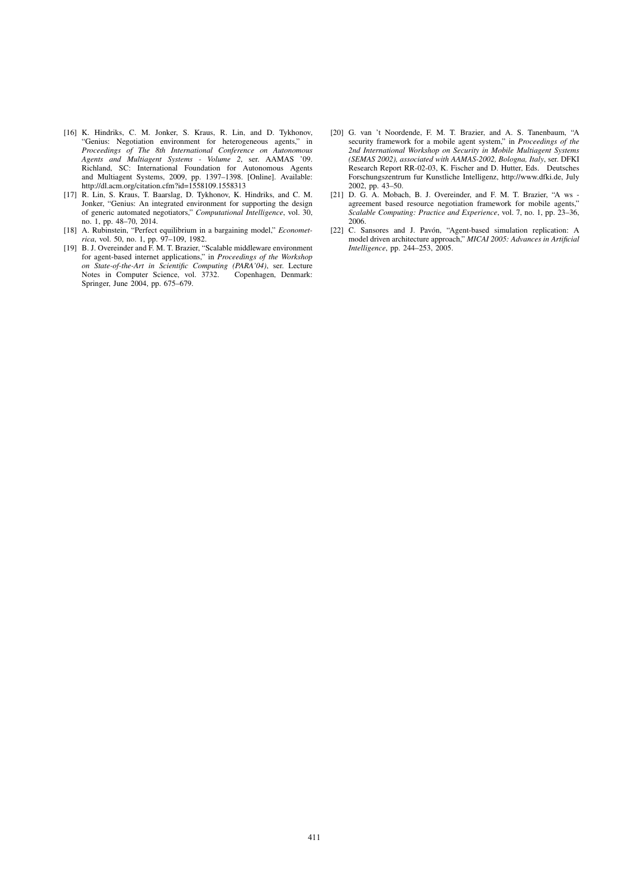[16] K. Hindriks, C. M. Jonker, S. Kraus, R. Lin, and D. Tykhonov, "Genius: Negotiation environment for heterogeneous agents," in *Proceedings of The 8th International Conference on Autonomous Agents and Multiagent Systems - Volume 2*, ser. AAMAS '09. Richland, SC: International Foundation for Autonomous Agents and Multiagent Systems, 2009, pp. 1397–1398. [Online]. Available: http://dl.acm.org/citation.cfm?id=1558109.1558313

[17] R. Lin, S. Kraus, T. Baarslag, D. Tykhonov, K. Hindriks, and C. M. Jonker, "Genius: An integrated environment for supporting the design of generic automated negotiators," *Computational Intelligence*, vol. 30, no. 1, pp. 48–70, 2014.

[18] A. Rubinstein, "Perfect equilibrium in a bargaining model," *Econometrica*, vol. 50, no. 1, pp. 97–109, 1982.

[19] B. J. Overeinder and F. M. T. Brazier, "Scalable middleware environment for agent-based internet applications," in *Proceedings of the Workshop on State-of-the-Art in Scientific Computing (PARA'04)*, ser. Lecture Notes in Computer Science, vol. 3732. Copenhagen, Denmark: Springer, June 2004, pp. 675–679.

[20] G. van 't Noordende, F. M. T. Brazier, and A. S. Tanenbaum, "A security framework for a mobile agent system," in *Proceedings of the 2nd International Workshop on Security in Mobile Multiagent Systems (SEMAS 2002), associated with AAMAS-2002, Bologna, Italy*, ser. DFKI Research Report RR-02-03, K. Fischer and D. Hutter, Eds. Deutsches Forschungszentrum fur Kunstliche Intelligenz, http://www.dfki.de, July 2002, pp. 43–50.

[21] D. G. A. Mobach, B. J. Overeinder, and F. M. T. Brazier, "A ws - agreement based resource negotiation framework for mobile agents," *Scalable Computing: Practice and Experience*, vol. 7, no. 1, pp. 23–36, 2006.

[22] C. Sansores and J. Pavón, "Agent-based simulation replication: A model driven architecture approach," *MICAI 2005: Advances in Artificial Intelligence*, pp. 244–253, 2005.